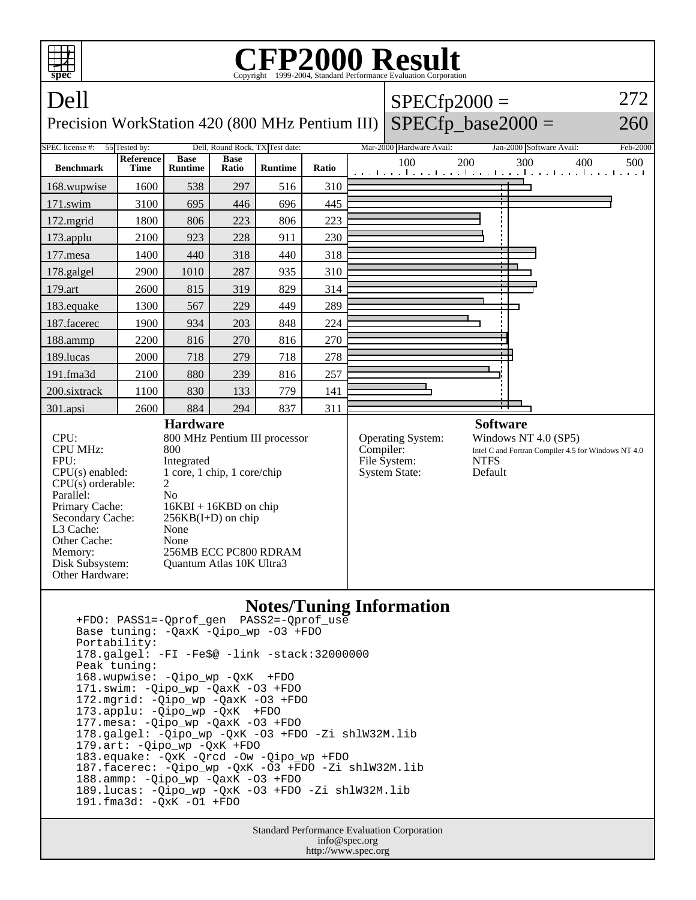# CFP2000 Result

Copyright 1999-2004, Standard Performance Evaluation Corporation

## Dell

Precision WorkStation 420 (800 MHz Pentium III)

SPECfp2000 = 272

SPECfp_base2000 = 260

| SPEC license #: | 55 | Tested by: | Dell, Round Rock, TX | Test date: | Mar-2000 | Hardware Avail: | Jan-2000 | Software Avail: | Feb-2000 |
|---|---|---|---|---|---|---|---|---|---|

| Benchmark | Reference Time | Base Runtime | Base Ratio | Runtime | Ratio |
|---|---|---|---|---|---|
| 168.wupwise | 1600 | 538 | 297 | 516 | 310 |
| 171.swim | 3100 | 695 | 446 | 696 | 445 |
| 172.mgrid | 1800 | 806 | 223 | 806 | 223 |
| 173.applu | 2100 | 923 | 228 | 911 | 230 |
| 177.mesa | 1400 | 440 | 318 | 440 | 318 |
| 178.galgel | 2900 | 1010 | 287 | 935 | 310 |
| 179.art | 2600 | 815 | 319 | 829 | 314 |
| 183.equake | 1300 | 567 | 229 | 449 | 289 |
| 187.facerec | 1900 | 934 | 203 | 848 | 224 |
| 188.ammp | 2200 | 816 | 270 | 816 | 270 |
| 189.lucas | 2000 | 718 | 279 | 718 | 278 |
| 191.fma3d | 2100 | 880 | 239 | 816 | 257 |
| 200.sixtrack | 1100 | 830 | 133 | 779 | 141 |
| 301.apsi | 2600 | 884 | 294 | 837 | 311 |

### Hardware

| | |
|---|---|
| CPU: | 800 MHz Pentium III processor |
| CPU MHz: | 800 |
| FPU: | Integrated |
| CPU(s) enabled: | 1 core, 1 chip, 1 core/chip |
| CPU(s) orderable: | 2 |
| Parallel: | No |
| Primary Cache: | 16KBI + 16KBD on chip |
| Secondary Cache: | 256KB(I+D) on chip |
| L3 Cache: | None |
| Other Cache: | None |
| Memory: | 256MB ECC PC800 RDRAM |
| Disk Subsystem: | Quantum Atlas 10K Ultra3 |
| Other Hardware: | |

### Software

| | |
|---|---|
| Operating System: | Windows NT 4.0 (SP5) |
| Compiler: | Intel C and Fortran Compiler 4.5 for Windows NT 4.0 |
| File System: | NTFS |
| System State: | Default |

### Notes/Tuning Information

```
+FDO: PASS1=-Qprof_gen  PASS2=-Qprof_use
Base tuning: -QaxK -Qipo_wp -O3 +FDO
Portability:
178.galgel: -FI -Fe$@ -link -stack:32000000
Peak tuning:
168.wupwise: -Qipo_wp -QxK  +FDO
171.swim: -Qipo_wp -QaxK -O3 +FDO
172.mgrid: -Qipo_wp -QaxK -O3 +FDO
173.applu: -Qipo_wp -QxK  +FDO
177.mesa: -Qipo_wp -QaxK -O3 +FDO
178.galgel: -Qipo_wp -QxK -O3 +FDO -Zi shlW32M.lib
179.art: -Qipo_wp -QxK +FDO
183.equake: -QxK -Qrcd -Ow -Qipo_wp +FDO
187.facerec: -Qipo_wp -QxK -O3 +FDO -Zi shlW32M.lib
188.ammp: -Qipo_wp -QaxK -O3 +FDO
189.lucas: -Qipo_wp -QxK -O3 +FDO -Zi shlW32M.lib
191.fma3d: -QxK -O1 +FDO
```

Standard Performance Evaluation Corporation
info@spec.org
http://www.spec.org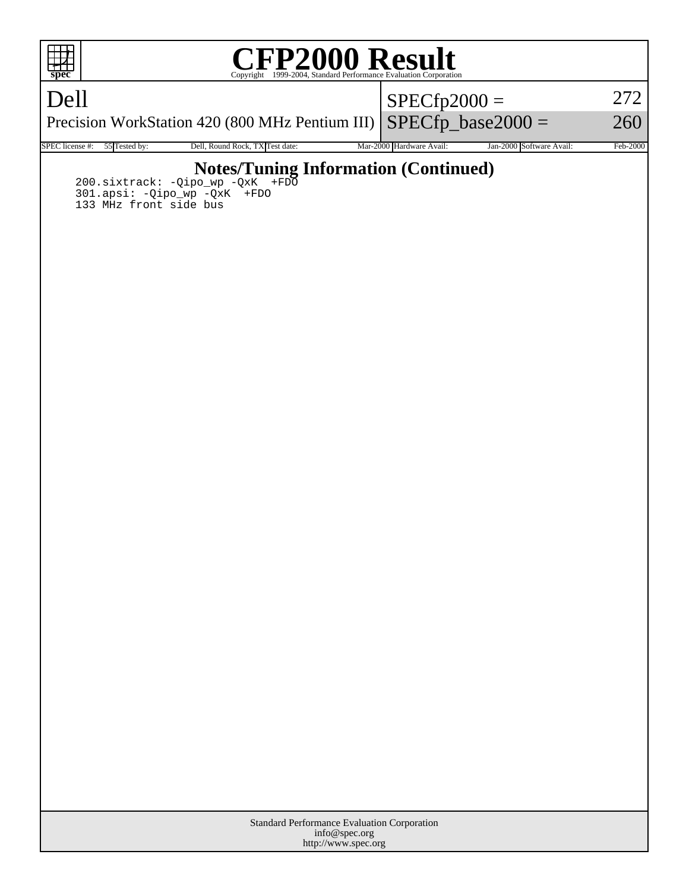# CFP2000 Result

Copyright 1999-2004, Standard Performance Evaluation Corporation

Dell

Precision WorkStation 420 (800 MHz Pentium III)

SPECfp2000 = 272

SPECfp_base2000 = 260

| SPEC license #: | 55 | Tested by: | Dell, Round Rock, TX | Test date: | Mar-2000 | Hardware Avail: | Jan-2000 | Software Avail: | Feb-2000 |
|---|---|---|---|---|---|---|---|---|---|

## Notes/Tuning Information (Continued)

```
200.sixtrack: -Qipo_wp -QxK  +FDO
301.apsi: -Qipo_wp -QxK  +FDO
133 MHz front side bus
```

Standard Performance Evaluation Corporation
info@spec.org
http://www.spec.org